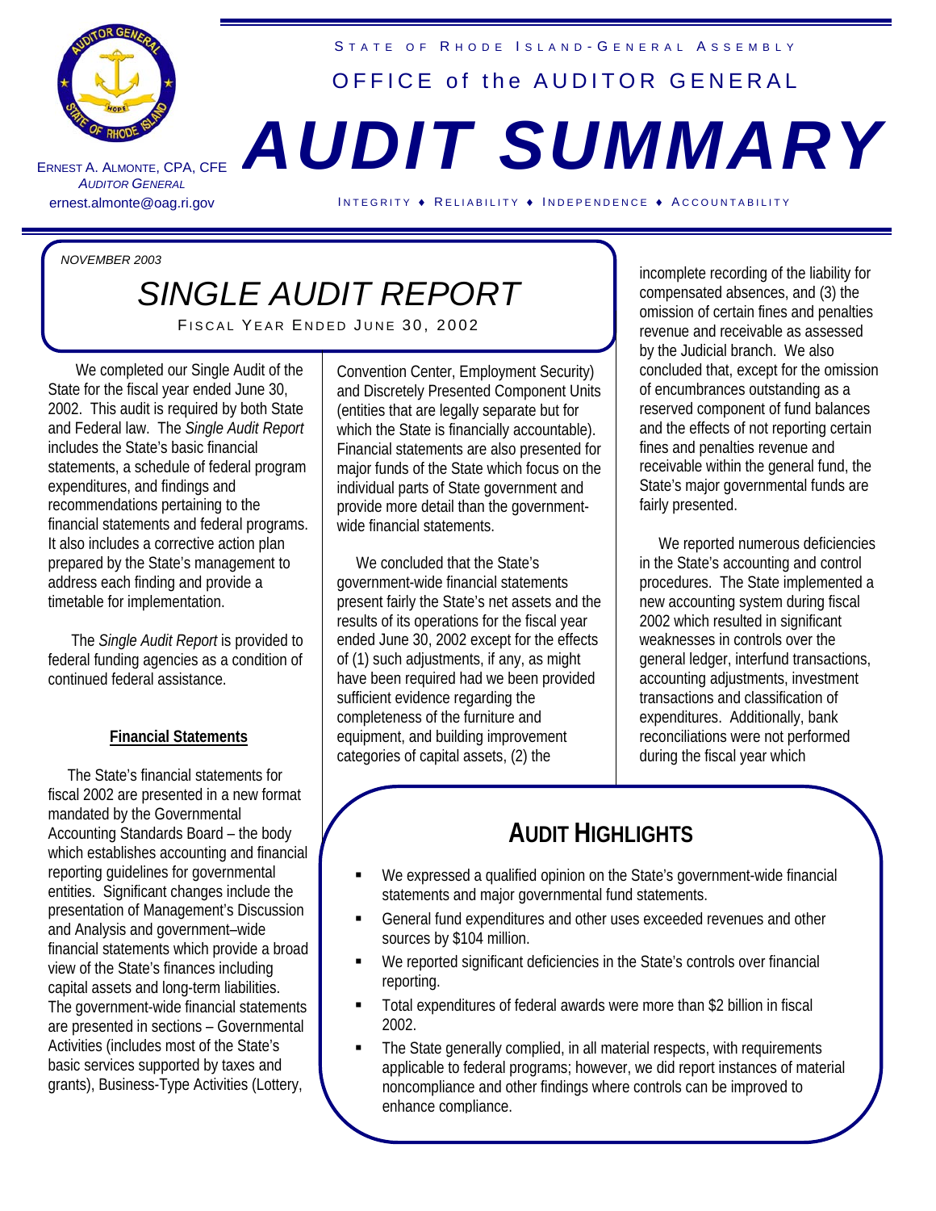STATE OF RHODE ISLAND - GENERAL ASSEMBLY

OFFICE of the AUDITOR GENERAL

# AUDIT SUMMARY

ERNEST A. ALMONTE, CPA, CFE
*AUDITOR GENERAL*
ernest.almonte@oag.ri.gov

INTEGRITY ♦ RELIABILITY ♦ INDEPENDENCE ♦ ACCOUNTABILITY

*NOVEMBER 2003*

## SINGLE AUDIT REPORT

FISCAL YEAR ENDED JUNE 30, 2002

We completed our Single Audit of the State for the fiscal year ended June 30, 2002. This audit is required by both State and Federal law. The *Single Audit Report* includes the State's basic financial statements, a schedule of federal program expenditures, and findings and recommendations pertaining to the financial statements and federal programs. It also includes a corrective action plan prepared by the State's management to address each finding and provide a timetable for implementation.

The *Single Audit Report* is provided to federal funding agencies as a condition of continued federal assistance.

### Financial Statements

The State's financial statements for fiscal 2002 are presented in a new format mandated by the Governmental Accounting Standards Board – the body which establishes accounting and financial reporting guidelines for governmental entities. Significant changes include the presentation of Management's Discussion and Analysis and government–wide financial statements which provide a broad view of the State's finances including capital assets and long-term liabilities. The government-wide financial statements are presented in sections – Governmental Activities (includes most of the State's basic services supported by taxes and grants), Business-Type Activities (Lottery, Convention Center, Employment Security) and Discretely Presented Component Units (entities that are legally separate but for which the State is financially accountable). Financial statements are also presented for major funds of the State which focus on the individual parts of State government and provide more detail than the government-wide financial statements.

We concluded that the State's government-wide financial statements present fairly the State's net assets and the results of its operations for the fiscal year ended June 30, 2002 except for the effects of (1) such adjustments, if any, as might have been required had we been provided sufficient evidence regarding the completeness of the furniture and equipment, and building improvement categories of capital assets, (2) the incomplete recording of the liability for compensated absences, and (3) the omission of certain fines and penalties revenue and receivable as assessed by the Judicial branch. We also concluded that, except for the omission of encumbrances outstanding as a reserved component of fund balances and the effects of not reporting certain fines and penalties revenue and receivable within the general fund, the State's major governmental funds are fairly presented.

We reported numerous deficiencies in the State's accounting and control procedures. The State implemented a new accounting system during fiscal 2002 which resulted in significant weaknesses in controls over the general ledger, interfund transactions, accounting adjustments, investment transactions and classification of expenditures. Additionally, bank reconciliations were not performed during the fiscal year which

### AUDIT HIGHLIGHTS

- We expressed a qualified opinion on the State's government-wide financial statements and major governmental fund statements.
- General fund expenditures and other uses exceeded revenues and other sources by $104 million.
- We reported significant deficiencies in the State's controls over financial reporting.
- Total expenditures of federal awards were more than $2 billion in fiscal 2002.
- The State generally complied, in all material respects, with requirements applicable to federal programs; however, we did report instances of material noncompliance and other findings where controls can be improved to enhance compliance.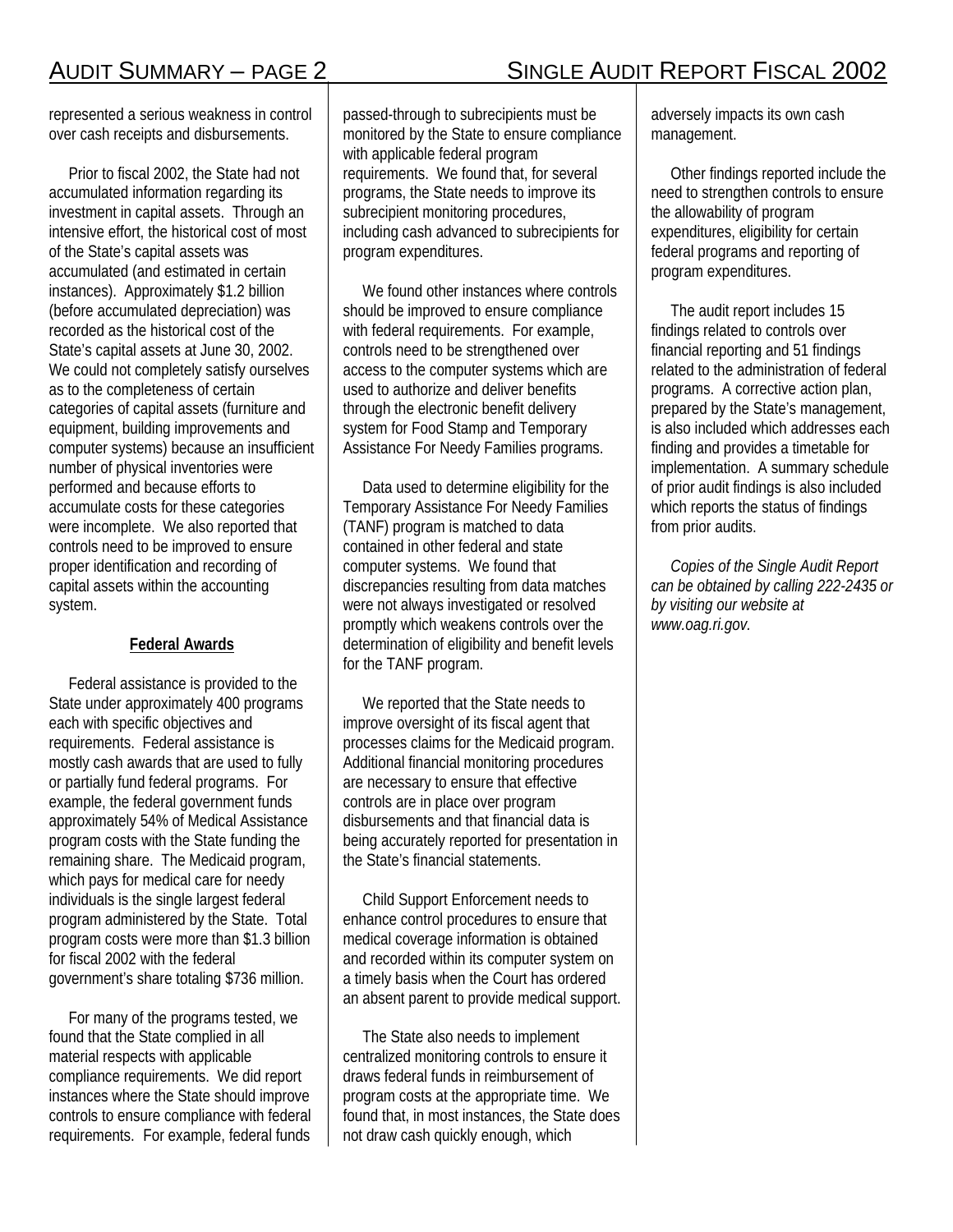represented a serious weakness in control over cash receipts and disbursements.

Prior to fiscal 2002, the State had not accumulated information regarding its investment in capital assets. Through an intensive effort, the historical cost of most of the State's capital assets was accumulated (and estimated in certain instances). Approximately $1.2 billion (before accumulated depreciation) was recorded as the historical cost of the State's capital assets at June 30, 2002. We could not completely satisfy ourselves as to the completeness of certain categories of capital assets (furniture and equipment, building improvements and computer systems) because an insufficient number of physical inventories were performed and because efforts to accumulate costs for these categories were incomplete. We also reported that controls need to be improved to ensure proper identification and recording of capital assets within the accounting system.

**Federal Awards**

Federal assistance is provided to the State under approximately 400 programs each with specific objectives and requirements. Federal assistance is mostly cash awards that are used to fully or partially fund federal programs. For example, the federal government funds approximately 54% of Medical Assistance program costs with the State funding the remaining share. The Medicaid program, which pays for medical care for needy individuals is the single largest federal program administered by the State. Total program costs were more than $1.3 billion for fiscal 2002 with the federal government's share totaling $736 million.

For many of the programs tested, we found that the State complied in all material respects with applicable compliance requirements. We did report instances where the State should improve controls to ensure compliance with federal requirements. For example, federal funds passed-through to subrecipients must be monitored by the State to ensure compliance with applicable federal program requirements. We found that, for several programs, the State needs to improve its subrecipient monitoring procedures, including cash advanced to subrecipients for program expenditures.

We found other instances where controls should be improved to ensure compliance with federal requirements. For example, controls need to be strengthened over access to the computer systems which are used to authorize and deliver benefits through the electronic benefit delivery system for Food Stamp and Temporary Assistance For Needy Families programs.

Data used to determine eligibility for the Temporary Assistance For Needy Families (TANF) program is matched to data contained in other federal and state computer systems. We found that discrepancies resulting from data matches were not always investigated or resolved promptly which weakens controls over the determination of eligibility and benefit levels for the TANF program.

We reported that the State needs to improve oversight of its fiscal agent that processes claims for the Medicaid program. Additional financial monitoring procedures are necessary to ensure that effective controls are in place over program disbursements and that financial data is being accurately reported for presentation in the State's financial statements.

Child Support Enforcement needs to enhance control procedures to ensure that medical coverage information is obtained and recorded within its computer system on a timely basis when the Court has ordered an absent parent to provide medical support.

The State also needs to implement centralized monitoring controls to ensure it draws federal funds in reimbursement of program costs at the appropriate time. We found that, in most instances, the State does not draw cash quickly enough, which adversely impacts its own cash management.

Other findings reported include the need to strengthen controls to ensure the allowability of program expenditures, eligibility for certain federal programs and reporting of program expenditures.

The audit report includes 15 findings related to controls over financial reporting and 51 findings related to the administration of federal programs. A corrective action plan, prepared by the State's management, is also included which addresses each finding and provides a timetable for implementation. A summary schedule of prior audit findings is also included which reports the status of findings from prior audits.

*Copies of the Single Audit Report can be obtained by calling 222-2435 or by visiting our website at www.oag.ri.gov.*